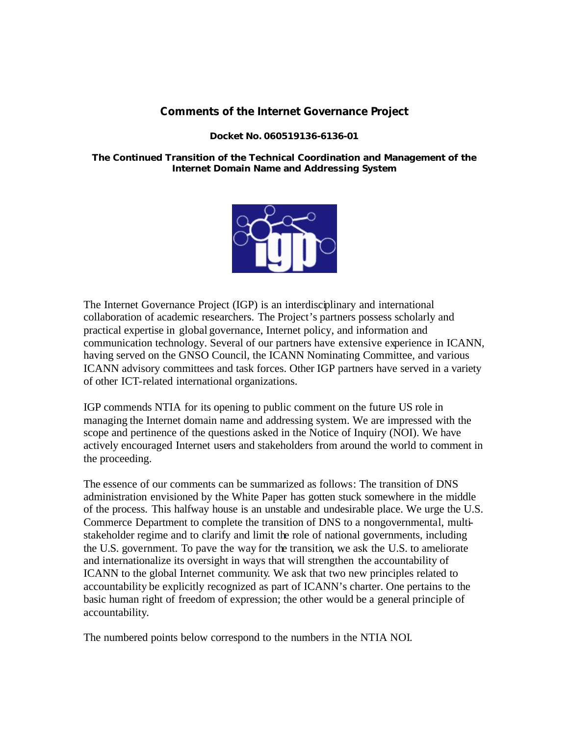# Comments of the Internet Governance Project

**Docket No. 060519136-6136-01**

**The Continued Transition of the Technical Coordination and Management of the Internet Domain Name and Addressing System**

The Internet Governance Project (IGP) is an interdisciplinary and international collaboration of academic researchers. The Project's partners possess scholarly and practical expertise in global governance, Internet policy, and information and communication technology. Several of our partners have extensive experience in ICANN, having served on the GNSO Council, the ICANN Nominating Committee, and various ICANN advisory committees and task forces. Other IGP partners have served in a variety of other ICT-related international organizations.

IGP commends NTIA for its opening to public comment on the future US role in managing the Internet domain name and addressing system. We are impressed with the scope and pertinence of the questions asked in the Notice of Inquiry (NOI). We have actively encouraged Internet users and stakeholders from around the world to comment in the proceeding.

The essence of our comments can be summarized as follows: The transition of DNS administration envisioned by the White Paper has gotten stuck somewhere in the middle of the process. This halfway house is an unstable and undesirable place. We urge the U.S. Commerce Department to complete the transition of DNS to a nongovernmental, multi-stakeholder regime and to clarify and limit the role of national governments, including the U.S. government. To pave the way for the transition, we ask the U.S. to ameliorate and internationalize its oversight in ways that will strengthen the accountability of ICANN to the global Internet community. We ask that two new principles related to accountability be explicitly recognized as part of ICANN's charter. One pertains to the basic human right of freedom of expression; the other would be a general principle of accountability.

The numbered points below correspond to the numbers in the NTIA NOI.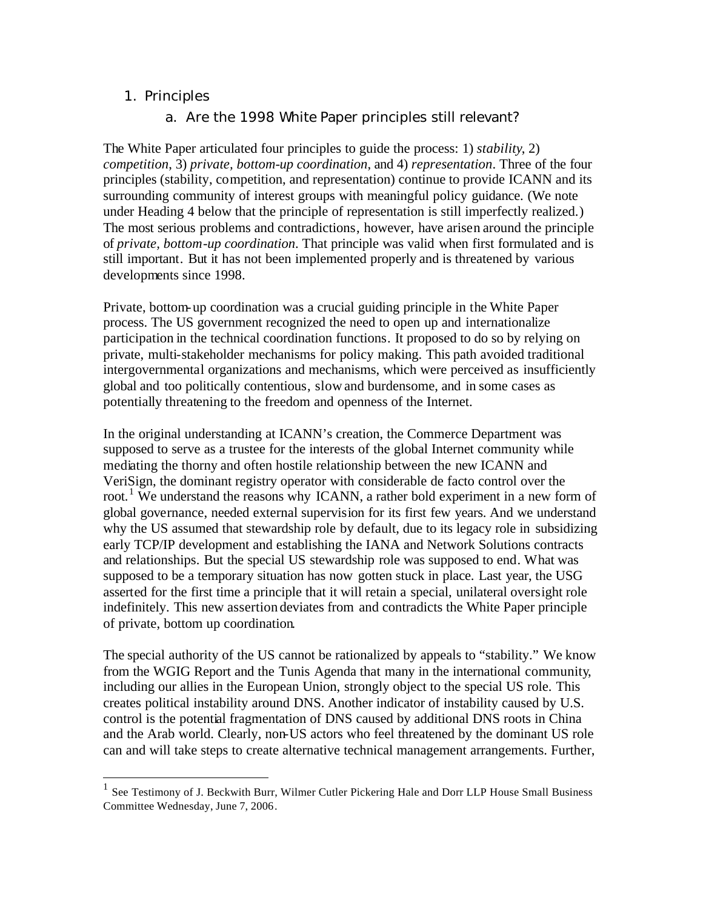## 1. Principles

### a. Are the 1998 White Paper principles still relevant?

The White Paper articulated four principles to guide the process: 1) *stability*, 2) *competition*, 3) *private, bottom-up coordination*, and 4) *representation*. Three of the four principles (stability, competition, and representation) continue to provide ICANN and its surrounding community of interest groups with meaningful policy guidance. (We note under Heading 4 below that the principle of representation is still imperfectly realized.) The most serious problems and contradictions, however, have arisen around the principle of *private, bottom-up coordination*. That principle was valid when first formulated and is still important. But it has not been implemented properly and is threatened by various developments since 1998.

Private, bottom-up coordination was a crucial guiding principle in the White Paper process. The US government recognized the need to open up and internationalize participation in the technical coordination functions. It proposed to do so by relying on private, multi-stakeholder mechanisms for policy making. This path avoided traditional intergovernmental organizations and mechanisms, which were perceived as insufficiently global and too politically contentious, slow and burdensome, and in some cases as potentially threatening to the freedom and openness of the Internet.

In the original understanding at ICANN's creation, the Commerce Department was supposed to serve as a trustee for the interests of the global Internet community while mediating the thorny and often hostile relationship between the new ICANN and VeriSign, the dominant registry operator with considerable de facto control over the root.[1] We understand the reasons why ICANN, a rather bold experiment in a new form of global governance, needed external supervision for its first few years. And we understand why the US assumed that stewardship role by default, due to its legacy role in subsidizing early TCP/IP development and establishing the IANA and Network Solutions contracts and relationships. But the special US stewardship role was supposed to end. What was supposed to be a temporary situation has now gotten stuck in place. Last year, the USG asserted for the first time a principle that it will retain a special, unilateral oversight role indefinitely. This new assertion deviates from and contradicts the White Paper principle of private, bottom up coordination.

The special authority of the US cannot be rationalized by appeals to "stability." We know from the WGIG Report and the Tunis Agenda that many in the international community, including our allies in the European Union, strongly object to the special US role. This creates political instability around DNS. Another indicator of instability caused by U.S. control is the potential fragmentation of DNS caused by additional DNS roots in China and the Arab world. Clearly, non-US actors who feel threatened by the dominant US role can and will take steps to create alternative technical management arrangements. Further,

[1] See Testimony of J. Beckwith Burr, Wilmer Cutler Pickering Hale and Dorr LLP House Small Business Committee Wednesday, June 7, 2006.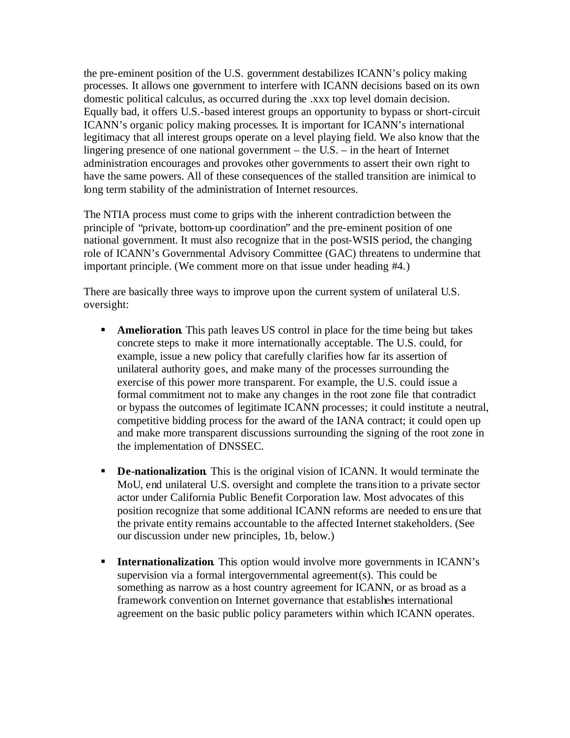the pre-eminent position of the U.S. government destabilizes ICANN's policy making processes. It allows one government to interfere with ICANN decisions based on its own domestic political calculus, as occurred during the .xxx top level domain decision. Equally bad, it offers U.S.-based interest groups an opportunity to bypass or short-circuit ICANN's organic policy making processes. It is important for ICANN's international legitimacy that all interest groups operate on a level playing field. We also know that the lingering presence of one national government – the U.S. – in the heart of Internet administration encourages and provokes other governments to assert their own right to have the same powers. All of these consequences of the stalled transition are inimical to long term stability of the administration of Internet resources.

The NTIA process must come to grips with the inherent contradiction between the principle of "private, bottom-up coordination" and the pre-eminent position of one national government. It must also recognize that in the post-WSIS period, the changing role of ICANN's Governmental Advisory Committee (GAC) threatens to undermine that important principle. (We comment more on that issue under heading #4.)

There are basically three ways to improve upon the current system of unilateral U.S. oversight:

- **Amelioration**. This path leaves US control in place for the time being but takes concrete steps to make it more internationally acceptable. The U.S. could, for example, issue a new policy that carefully clarifies how far its assertion of unilateral authority goes, and make many of the processes surrounding the exercise of this power more transparent. For example, the U.S. could issue a formal commitment not to make any changes in the root zone file that contradict or bypass the outcomes of legitimate ICANN processes; it could institute a neutral, competitive bidding process for the award of the IANA contract; it could open up and make more transparent discussions surrounding the signing of the root zone in the implementation of DNSSEC.
- **De-nationalization**. This is the original vision of ICANN. It would terminate the MoU, end unilateral U.S. oversight and complete the transition to a private sector actor under California Public Benefit Corporation law. Most advocates of this position recognize that some additional ICANN reforms are needed to ensure that the private entity remains accountable to the affected Internet stakeholders. (See our discussion under new principles, 1b, below.)
- **Internationalization**. This option would involve more governments in ICANN's supervision via a formal intergovernmental agreement(s). This could be something as narrow as a host country agreement for ICANN, or as broad as a framework convention on Internet governance that establishes international agreement on the basic public policy parameters within which ICANN operates.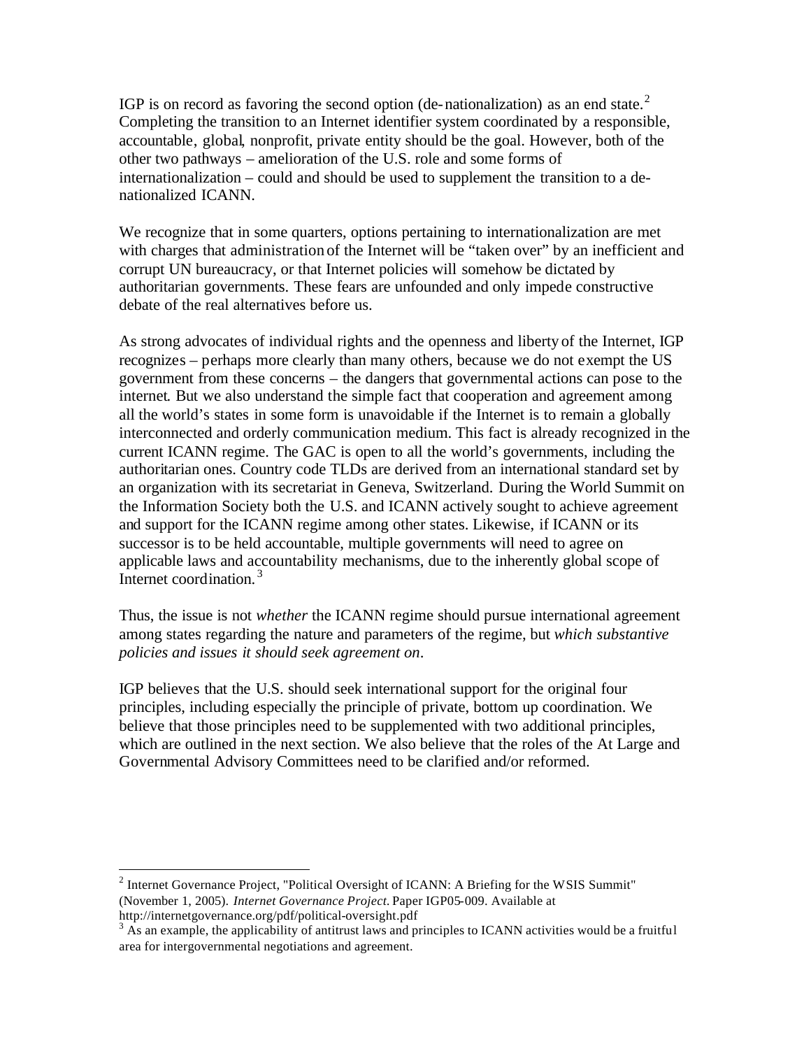IGP is on record as favoring the second option (de-nationalization) as an end state.[2] Completing the transition to an Internet identifier system coordinated by a responsible, accountable, global, nonprofit, private entity should be the goal. However, both of the other two pathways – amelioration of the U.S. role and some forms of internationalization – could and should be used to supplement the transition to a de-nationalized ICANN.

We recognize that in some quarters, options pertaining to internationalization are met with charges that administration of the Internet will be "taken over" by an inefficient and corrupt UN bureaucracy, or that Internet policies will somehow be dictated by authoritarian governments. These fears are unfounded and only impede constructive debate of the real alternatives before us.

As strong advocates of individual rights and the openness and liberty of the Internet, IGP recognizes – perhaps more clearly than many others, because we do not exempt the US government from these concerns – the dangers that governmental actions can pose to the internet. But we also understand the simple fact that cooperation and agreement among all the world's states in some form is unavoidable if the Internet is to remain a globally interconnected and orderly communication medium. This fact is already recognized in the current ICANN regime. The GAC is open to all the world's governments, including the authoritarian ones. Country code TLDs are derived from an international standard set by an organization with its secretariat in Geneva, Switzerland. During the World Summit on the Information Society both the U.S. and ICANN actively sought to achieve agreement and support for the ICANN regime among other states. Likewise, if ICANN or its successor is to be held accountable, multiple governments will need to agree on applicable laws and accountability mechanisms, due to the inherently global scope of Internet coordination.[3]

Thus, the issue is not *whether* the ICANN regime should pursue international agreement among states regarding the nature and parameters of the regime, but *which substantive policies and issues it should seek agreement on*.

IGP believes that the U.S. should seek international support for the original four principles, including especially the principle of private, bottom up coordination. We believe that those principles need to be supplemented with two additional principles, which are outlined in the next section. We also believe that the roles of the At Large and Governmental Advisory Committees need to be clarified and/or reformed.

---

[2] Internet Governance Project, "Political Oversight of ICANN: A Briefing for the WSIS Summit" (November 1, 2005). *Internet Governance Project.* Paper IGP05-009. Available at http://internetgovernance.org/pdf/political-oversight.pdf

[3] As an example, the applicability of antitrust laws and principles to ICANN activities would be a fruitful area for intergovernmental negotiations and agreement.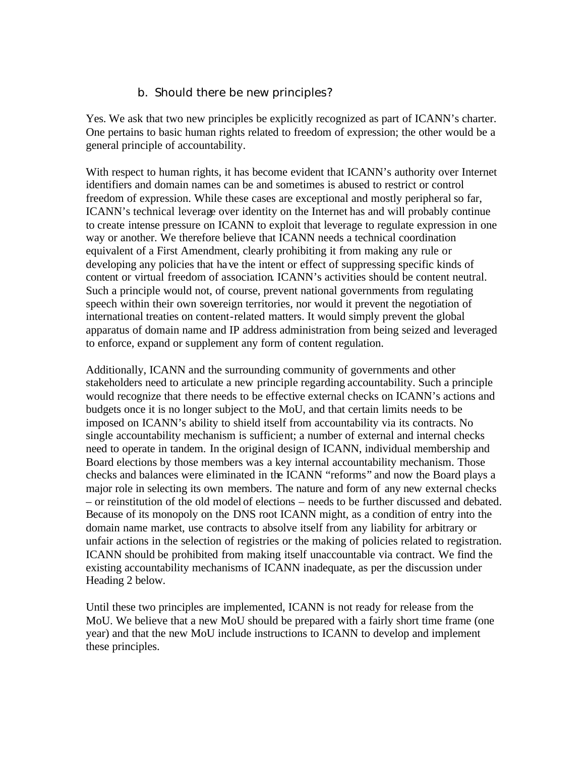### b. Should there be new principles?

Yes. We ask that two new principles be explicitly recognized as part of ICANN's charter. One pertains to basic human rights related to freedom of expression; the other would be a general principle of accountability.

With respect to human rights, it has become evident that ICANN's authority over Internet identifiers and domain names can be and sometimes is abused to restrict or control freedom of expression. While these cases are exceptional and mostly peripheral so far, ICANN's technical leverage over identity on the Internet has and will probably continue to create intense pressure on ICANN to exploit that leverage to regulate expression in one way or another. We therefore believe that ICANN needs a technical coordination equivalent of a First Amendment, clearly prohibiting it from making any rule or developing any policies that have the intent or effect of suppressing specific kinds of content or virtual freedom of association. ICANN's activities should be content neutral. Such a principle would not, of course, prevent national governments from regulating speech within their own sovereign territories, nor would it prevent the negotiation of international treaties on content-related matters. It would simply prevent the global apparatus of domain name and IP address administration from being seized and leveraged to enforce, expand or supplement any form of content regulation.

Additionally, ICANN and the surrounding community of governments and other stakeholders need to articulate a new principle regarding accountability. Such a principle would recognize that there needs to be effective external checks on ICANN's actions and budgets once it is no longer subject to the MoU, and that certain limits needs to be imposed on ICANN's ability to shield itself from accountability via its contracts. No single accountability mechanism is sufficient; a number of external and internal checks need to operate in tandem. In the original design of ICANN, individual membership and Board elections by those members was a key internal accountability mechanism. Those checks and balances were eliminated in the ICANN "reforms" and now the Board plays a major role in selecting its own members. The nature and form of any new external checks – or reinstitution of the old model of elections – needs to be further discussed and debated. Because of its monopoly on the DNS root ICANN might, as a condition of entry into the domain name market, use contracts to absolve itself from any liability for arbitrary or unfair actions in the selection of registries or the making of policies related to registration. ICANN should be prohibited from making itself unaccountable via contract. We find the existing accountability mechanisms of ICANN inadequate, as per the discussion under Heading 2 below.

Until these two principles are implemented, ICANN is not ready for release from the MoU. We believe that a new MoU should be prepared with a fairly short time frame (one year) and that the new MoU include instructions to ICANN to develop and implement these principles.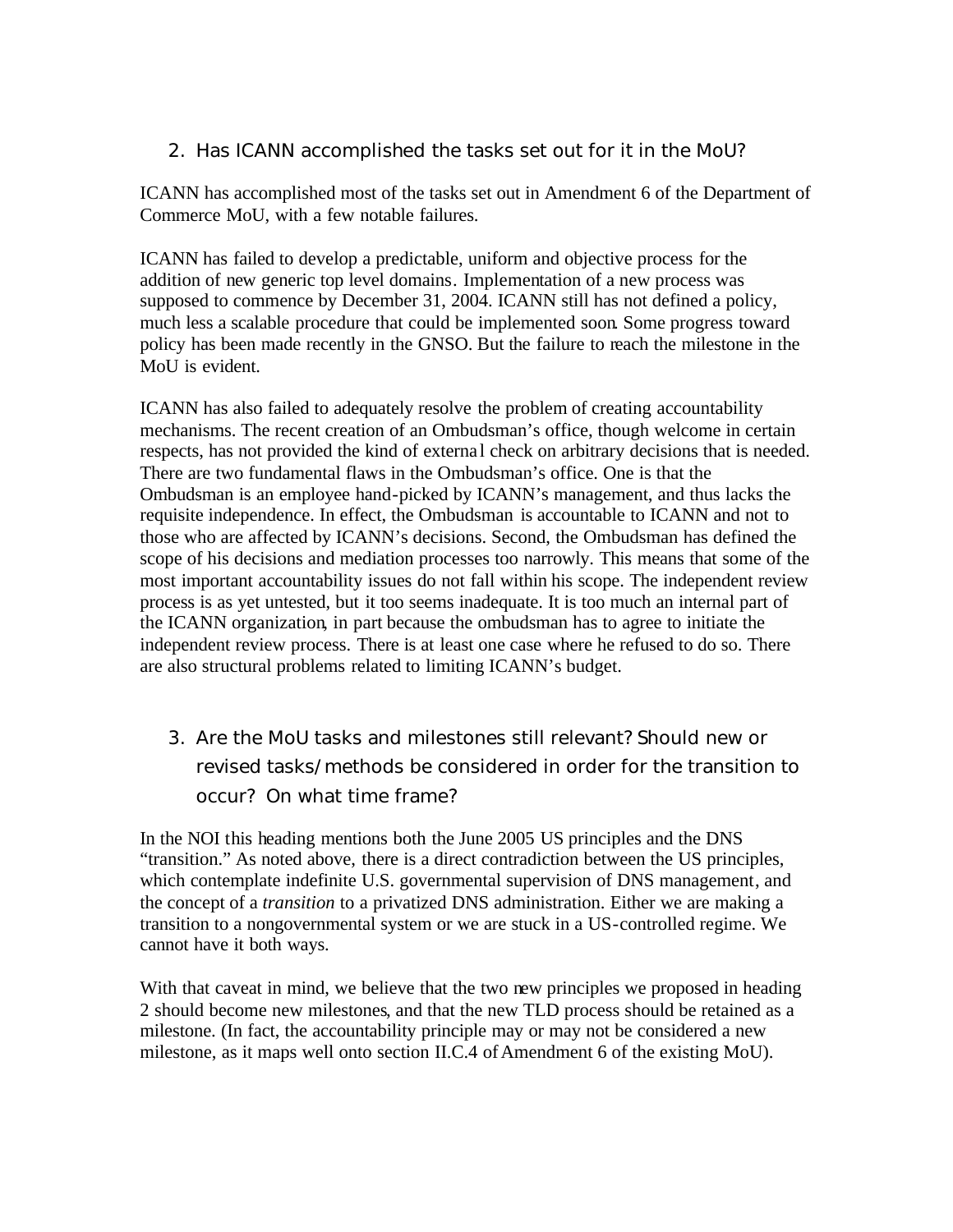## 2. Has ICANN accomplished the tasks set out for it in the MoU?

ICANN has accomplished most of the tasks set out in Amendment 6 of the Department of Commerce MoU, with a few notable failures.

ICANN has failed to develop a predictable, uniform and objective process for the addition of new generic top level domains. Implementation of a new process was supposed to commence by December 31, 2004. ICANN still has not defined a policy, much less a scalable procedure that could be implemented soon. Some progress toward policy has been made recently in the GNSO. But the failure to reach the milestone in the MoU is evident.

ICANN has also failed to adequately resolve the problem of creating accountability mechanisms. The recent creation of an Ombudsman's office, though welcome in certain respects, has not provided the kind of external check on arbitrary decisions that is needed. There are two fundamental flaws in the Ombudsman's office. One is that the Ombudsman is an employee hand-picked by ICANN's management, and thus lacks the requisite independence. In effect, the Ombudsman is accountable to ICANN and not to those who are affected by ICANN's decisions. Second, the Ombudsman has defined the scope of his decisions and mediation processes too narrowly. This means that some of the most important accountability issues do not fall within his scope. The independent review process is as yet untested, but it too seems inadequate. It is too much an internal part of the ICANN organization, in part because the ombudsman has to agree to initiate the independent review process. There is at least one case where he refused to do so. There are also structural problems related to limiting ICANN's budget.

## 3. Are the MoU tasks and milestones still relevant? Should new or revised tasks/methods be considered in order for the transition to occur? On what time frame?

In the NOI this heading mentions both the June 2005 US principles and the DNS "transition." As noted above, there is a direct contradiction between the US principles, which contemplate indefinite U.S. governmental supervision of DNS management, and the concept of a *transition* to a privatized DNS administration. Either we are making a transition to a nongovernmental system or we are stuck in a US-controlled regime. We cannot have it both ways.

With that caveat in mind, we believe that the two new principles we proposed in heading 2 should become new milestones, and that the new TLD process should be retained as a milestone. (In fact, the accountability principle may or may not be considered a new milestone, as it maps well onto section II.C.4 of Amendment 6 of the existing MoU).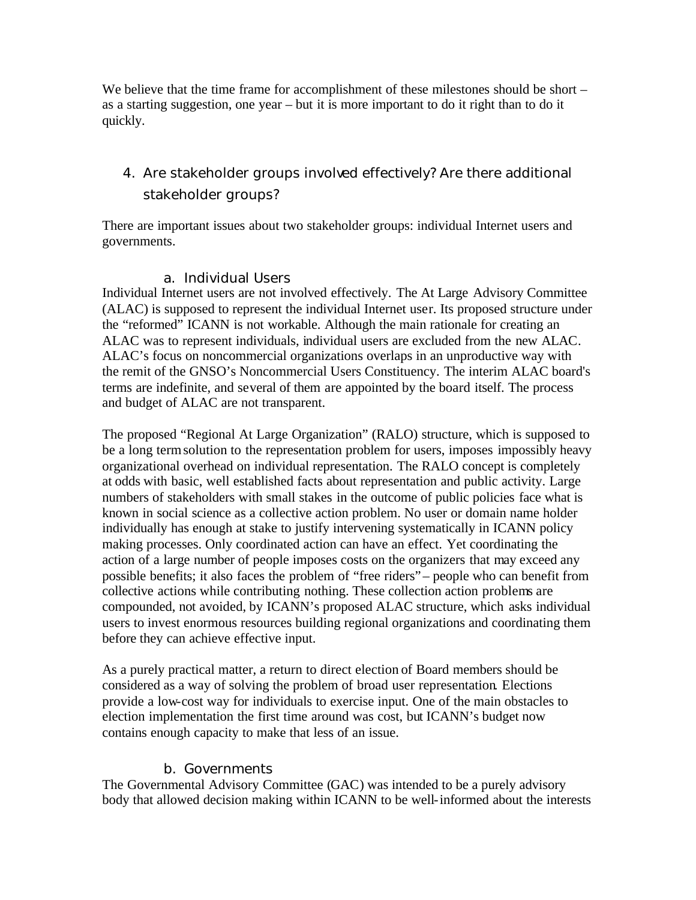We believe that the time frame for accomplishment of these milestones should be short – as a starting suggestion, one year – but it is more important to do it right than to do it quickly.

## 4. Are stakeholder groups involved effectively? Are there additional stakeholder groups?

There are important issues about two stakeholder groups: individual Internet users and governments.

### a. Individual Users

Individual Internet users are not involved effectively. The At Large Advisory Committee (ALAC) is supposed to represent the individual Internet user. Its proposed structure under the "reformed" ICANN is not workable. Although the main rationale for creating an ALAC was to represent individuals, individual users are excluded from the new ALAC. ALAC's focus on noncommercial organizations overlaps in an unproductive way with the remit of the GNSO's Noncommercial Users Constituency. The interim ALAC board's terms are indefinite, and several of them are appointed by the board itself. The process and budget of ALAC are not transparent.

The proposed "Regional At Large Organization" (RALO) structure, which is supposed to be a long term solution to the representation problem for users, imposes impossibly heavy organizational overhead on individual representation. The RALO concept is completely at odds with basic, well established facts about representation and public activity. Large numbers of stakeholders with small stakes in the outcome of public policies face what is known in social science as a collective action problem. No user or domain name holder individually has enough at stake to justify intervening systematically in ICANN policy making processes. Only coordinated action can have an effect. Yet coordinating the action of a large number of people imposes costs on the organizers that may exceed any possible benefits; it also faces the problem of "free riders" – people who can benefit from collective actions while contributing nothing. These collection action problems are compounded, not avoided, by ICANN's proposed ALAC structure, which asks individual users to invest enormous resources building regional organizations and coordinating them before they can achieve effective input.

As a purely practical matter, a return to direct election of Board members should be considered as a way of solving the problem of broad user representation. Elections provide a low-cost way for individuals to exercise input. One of the main obstacles to election implementation the first time around was cost, but ICANN's budget now contains enough capacity to make that less of an issue.

### b. Governments

The Governmental Advisory Committee (GAC) was intended to be a purely advisory body that allowed decision making within ICANN to be well-informed about the interests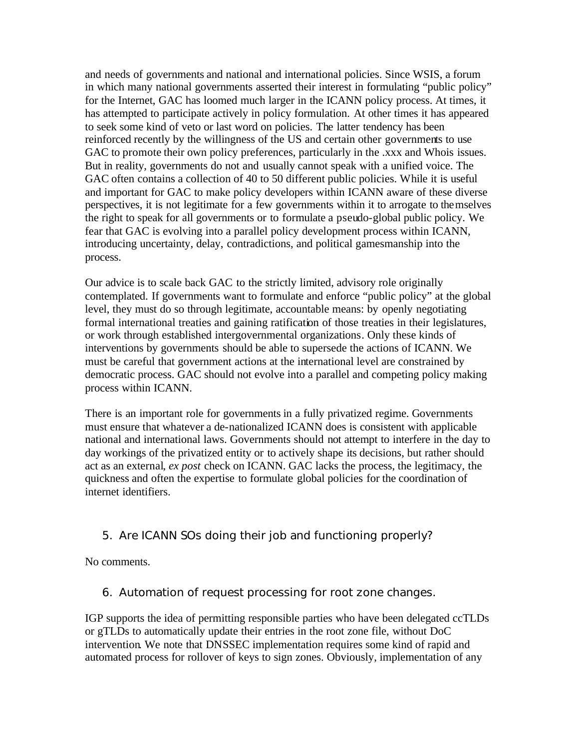and needs of governments and national and international policies. Since WSIS, a forum in which many national governments asserted their interest in formulating "public policy" for the Internet, GAC has loomed much larger in the ICANN policy process. At times, it has attempted to participate actively in policy formulation. At other times it has appeared to seek some kind of veto or last word on policies. The latter tendency has been reinforced recently by the willingness of the US and certain other governments to use GAC to promote their own policy preferences, particularly in the .xxx and Whois issues. But in reality, governments do not and usually cannot speak with a unified voice. The GAC often contains a collection of 40 to 50 different public policies. While it is useful and important for GAC to make policy developers within ICANN aware of these diverse perspectives, it is not legitimate for a few governments within it to arrogate to themselves the right to speak for all governments or to formulate a pseudo-global public policy. We fear that GAC is evolving into a parallel policy development process within ICANN, introducing uncertainty, delay, contradictions, and political gamesmanship into the process.

Our advice is to scale back GAC to the strictly limited, advisory role originally contemplated. If governments want to formulate and enforce "public policy" at the global level, they must do so through legitimate, accountable means: by openly negotiating formal international treaties and gaining ratification of those treaties in their legislatures, or work through established intergovernmental organizations. Only these kinds of interventions by governments should be able to supersede the actions of ICANN. We must be careful that government actions at the international level are constrained by democratic process. GAC should not evolve into a parallel and competing policy making process within ICANN.

There is an important role for governments in a fully privatized regime. Governments must ensure that whatever a de-nationalized ICANN does is consistent with applicable national and international laws. Governments should not attempt to interfere in the day to day workings of the privatized entity or to actively shape its decisions, but rather should act as an external, *ex post* check on ICANN. GAC lacks the process, the legitimacy, the quickness and often the expertise to formulate global policies for the coordination of internet identifiers.

## 5. Are ICANN SOs doing their job and functioning properly?

No comments.

## 6. Automation of request processing for root zone changes.

IGP supports the idea of permitting responsible parties who have been delegated ccTLDs or gTLDs to automatically update their entries in the root zone file, without DoC intervention. We note that DNSSEC implementation requires some kind of rapid and automated process for rollover of keys to sign zones. Obviously, implementation of any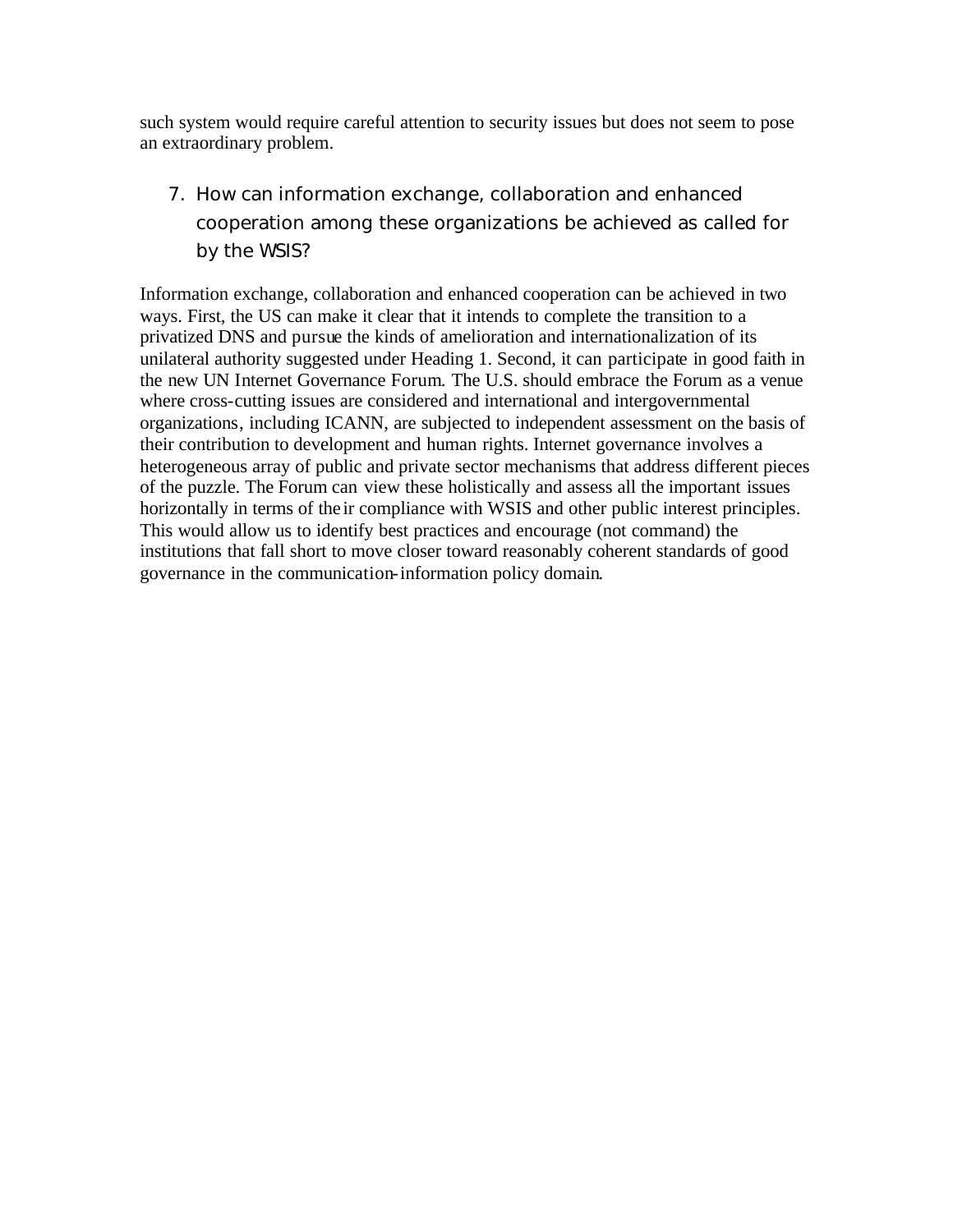such system would require careful attention to security issues but does not seem to pose an extraordinary problem.

## 7. How can information exchange, collaboration and enhanced cooperation among these organizations be achieved as called for by the WSIS?

Information exchange, collaboration and enhanced cooperation can be achieved in two ways. First, the US can make it clear that it intends to complete the transition to a privatized DNS and pursue the kinds of amelioration and internationalization of its unilateral authority suggested under Heading 1. Second, it can participate in good faith in the new UN Internet Governance Forum. The U.S. should embrace the Forum as a venue where cross-cutting issues are considered and international and intergovernmental organizations, including ICANN, are subjected to independent assessment on the basis of their contribution to development and human rights. Internet governance involves a heterogeneous array of public and private sector mechanisms that address different pieces of the puzzle. The Forum can view these holistically and assess all the important issues horizontally in terms of their compliance with WSIS and other public interest principles. This would allow us to identify best practices and encourage (not command) the institutions that fall short to move closer toward reasonably coherent standards of good governance in the communication-information policy domain.